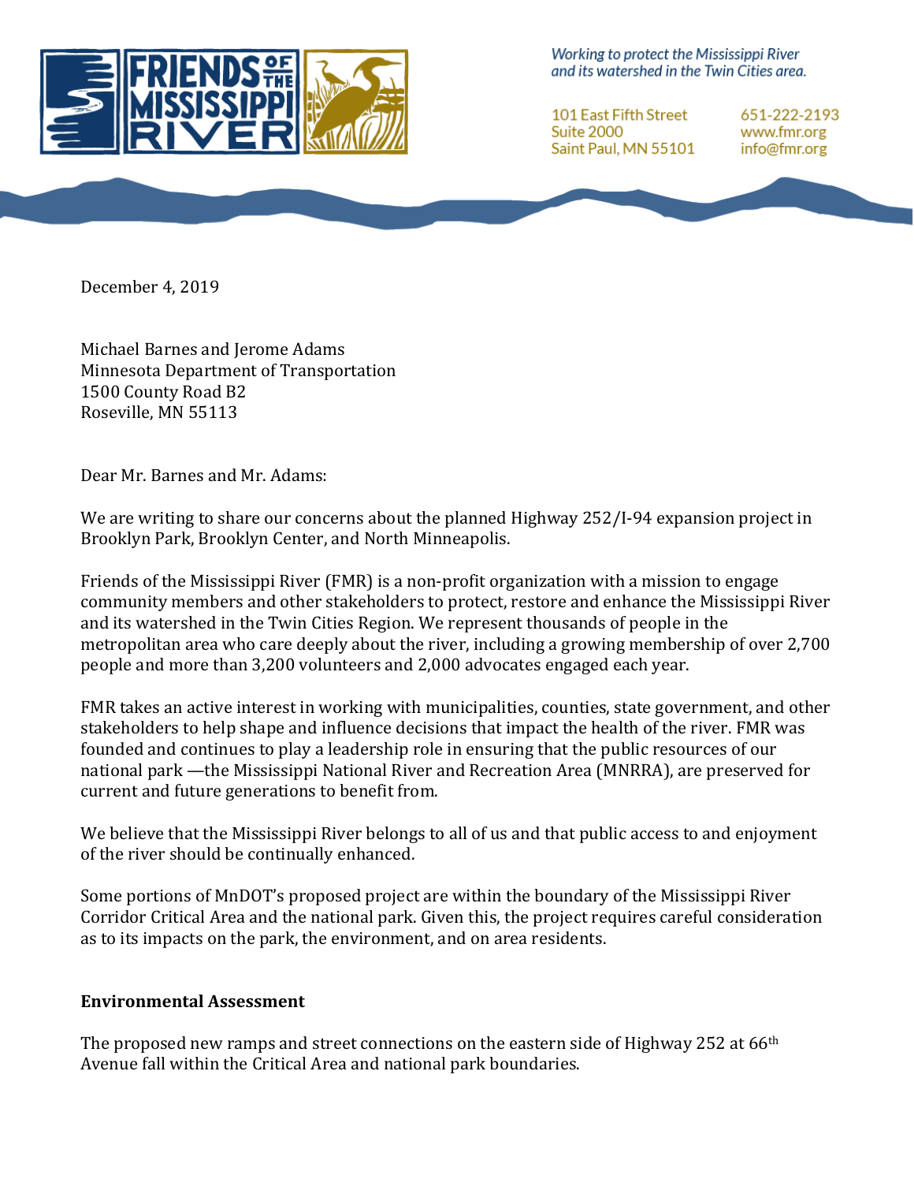FRIENDS OF THE MISSISSIPPI RIVER

*Working to protect the Mississippi River and its watershed in the Twin Cities area.*

101 East Fifth Street
Suite 2000
Saint Paul, MN 55101

651-222-2193
www.fmr.org
info@fmr.org

December 4, 2019

Michael Barnes and Jerome Adams
Minnesota Department of Transportation
1500 County Road B2
Roseville, MN 55113

Dear Mr. Barnes and Mr. Adams:

We are writing to share our concerns about the planned Highway 252/I-94 expansion project in Brooklyn Park, Brooklyn Center, and North Minneapolis.

Friends of the Mississippi River (FMR) is a non-profit organization with a mission to engage community members and other stakeholders to protect, restore and enhance the Mississippi River and its watershed in the Twin Cities Region. We represent thousands of people in the metropolitan area who care deeply about the river, including a growing membership of over 2,700 people and more than 3,200 volunteers and 2,000 advocates engaged each year.

FMR takes an active interest in working with municipalities, counties, state government, and other stakeholders to help shape and influence decisions that impact the health of the river. FMR was founded and continues to play a leadership role in ensuring that the public resources of our national park —the Mississippi National River and Recreation Area (MNRRA), are preserved for current and future generations to benefit from.

We believe that the Mississippi River belongs to all of us and that public access to and enjoyment of the river should be continually enhanced.

Some portions of MnDOT's proposed project are within the boundary of the Mississippi River Corridor Critical Area and the national park. Given this, the project requires careful consideration as to its impacts on the park, the environment, and on area residents.

**Environmental Assessment**

The proposed new ramps and street connections on the eastern side of Highway 252 at 66th Avenue fall within the Critical Area and national park boundaries.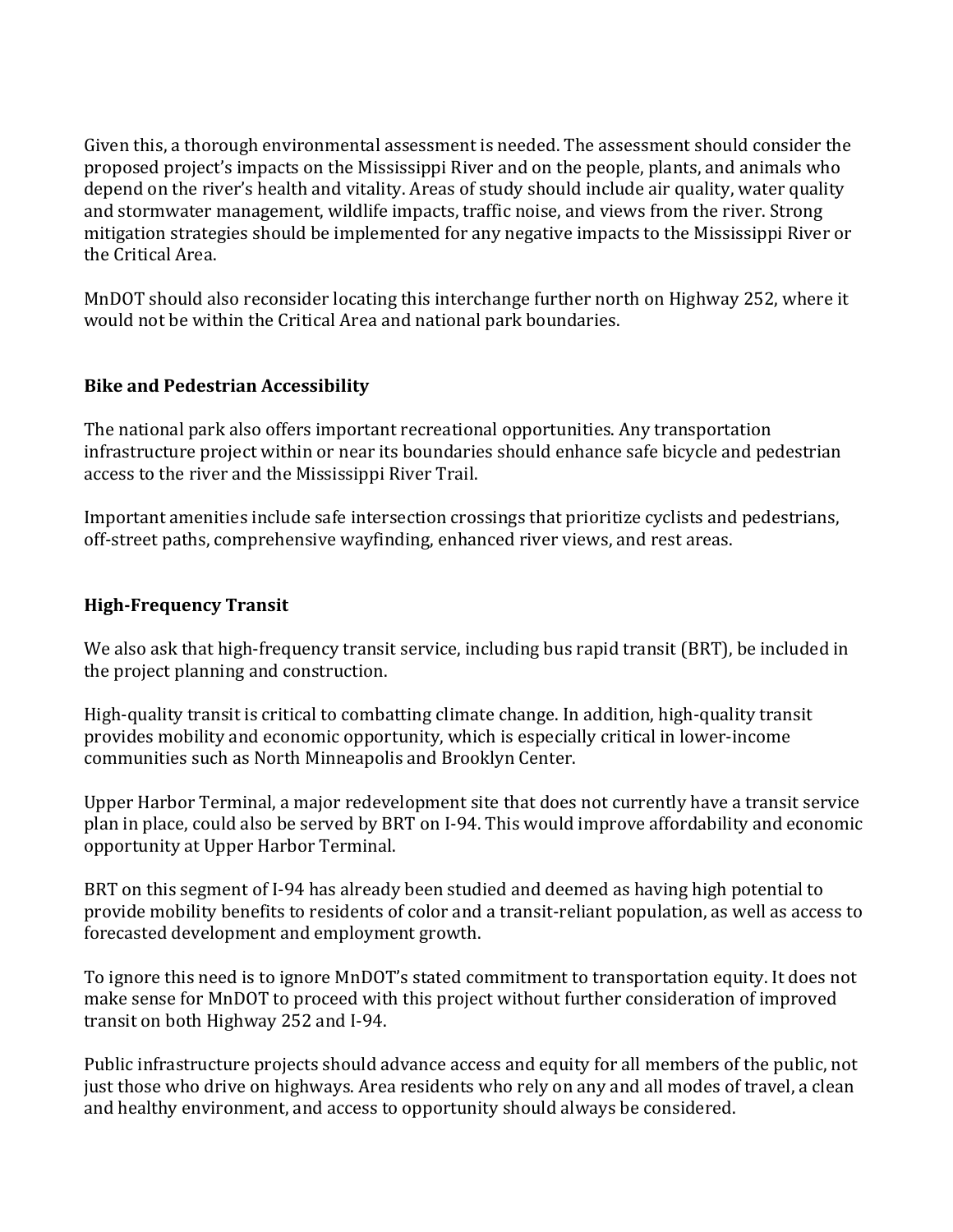Given this, a thorough environmental assessment is needed. The assessment should consider the proposed project's impacts on the Mississippi River and on the people, plants, and animals who depend on the river's health and vitality. Areas of study should include air quality, water quality and stormwater management, wildlife impacts, traffic noise, and views from the river. Strong mitigation strategies should be implemented for any negative impacts to the Mississippi River or the Critical Area.

MnDOT should also reconsider locating this interchange further north on Highway 252, where it would not be within the Critical Area and national park boundaries.

**Bike and Pedestrian Accessibility**

The national park also offers important recreational opportunities. Any transportation infrastructure project within or near its boundaries should enhance safe bicycle and pedestrian access to the river and the Mississippi River Trail.

Important amenities include safe intersection crossings that prioritize cyclists and pedestrians, off-street paths, comprehensive wayfinding, enhanced river views, and rest areas.

**High-Frequency Transit**

We also ask that high-frequency transit service, including bus rapid transit (BRT), be included in the project planning and construction.

High-quality transit is critical to combatting climate change. In addition, high-quality transit provides mobility and economic opportunity, which is especially critical in lower-income communities such as North Minneapolis and Brooklyn Center.

Upper Harbor Terminal, a major redevelopment site that does not currently have a transit service plan in place, could also be served by BRT on I-94. This would improve affordability and economic opportunity at Upper Harbor Terminal.

BRT on this segment of I-94 has already been studied and deemed as having high potential to provide mobility benefits to residents of color and a transit-reliant population, as well as access to forecasted development and employment growth.

To ignore this need is to ignore MnDOT's stated commitment to transportation equity. It does not make sense for MnDOT to proceed with this project without further consideration of improved transit on both Highway 252 and I-94.

Public infrastructure projects should advance access and equity for all members of the public, not just those who drive on highways. Area residents who rely on any and all modes of travel, a clean and healthy environment, and access to opportunity should always be considered.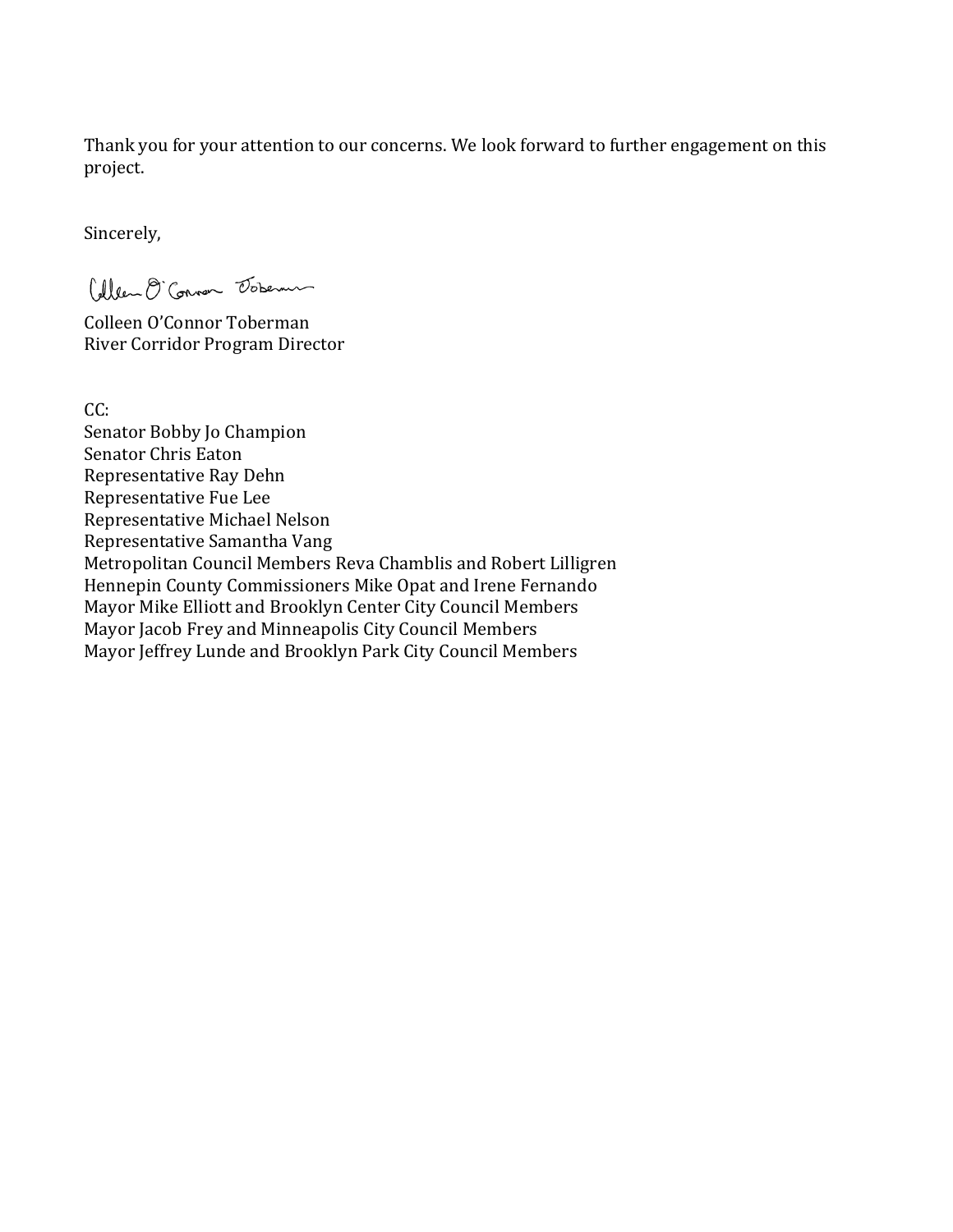Thank you for your attention to our concerns. We look forward to further engagement on this project.

Sincerely,

Colleen O'Connor Toberman

Colleen O'Connor Toberman
River Corridor Program Director

CC:
Senator Bobby Jo Champion
Senator Chris Eaton
Representative Ray Dehn
Representative Fue Lee
Representative Michael Nelson
Representative Samantha Vang
Metropolitan Council Members Reva Chamblis and Robert Lilligren
Hennepin County Commissioners Mike Opat and Irene Fernando
Mayor Mike Elliott and Brooklyn Center City Council Members
Mayor Jacob Frey and Minneapolis City Council Members
Mayor Jeffrey Lunde and Brooklyn Park City Council Members